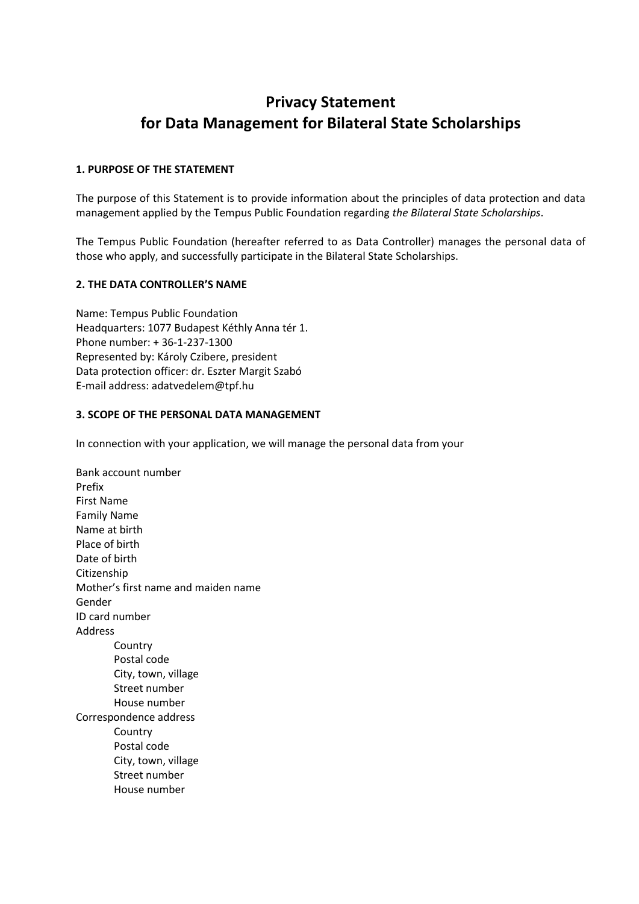# Privacy Statement
# for Data Management for Bilateral State Scholarships

### 1. PURPOSE OF THE STATEMENT

The purpose of this Statement is to provide information about the principles of data protection and data management applied by the Tempus Public Foundation regarding *the Bilateral State Scholarships*.

The Tempus Public Foundation (hereafter referred to as Data Controller) manages the personal data of those who apply, and successfully participate in the Bilateral State Scholarships.

### 2. THE DATA CONTROLLER'S NAME

Name: Tempus Public Foundation
Headquarters: 1077 Budapest Kéthly Anna tér 1.
Phone number: + 36-1-237-1300
Represented by: Károly Czibere, president
Data protection officer: dr. Eszter Margit Szabó
E-mail address: adatvedelem@tpf.hu

### 3. SCOPE OF THE PERSONAL DATA MANAGEMENT

In connection with your application, we will manage the personal data from your

Bank account number
Prefix
First Name
Family Name
Name at birth
Place of birth
Date of birth
Citizenship
Mother's first name and maiden name
Gender
ID card number
Address
- Country
- Postal code
- City, town, village
- Street number
- House number

Correspondence address
- Country
- Postal code
- City, town, village
- Street number
- House number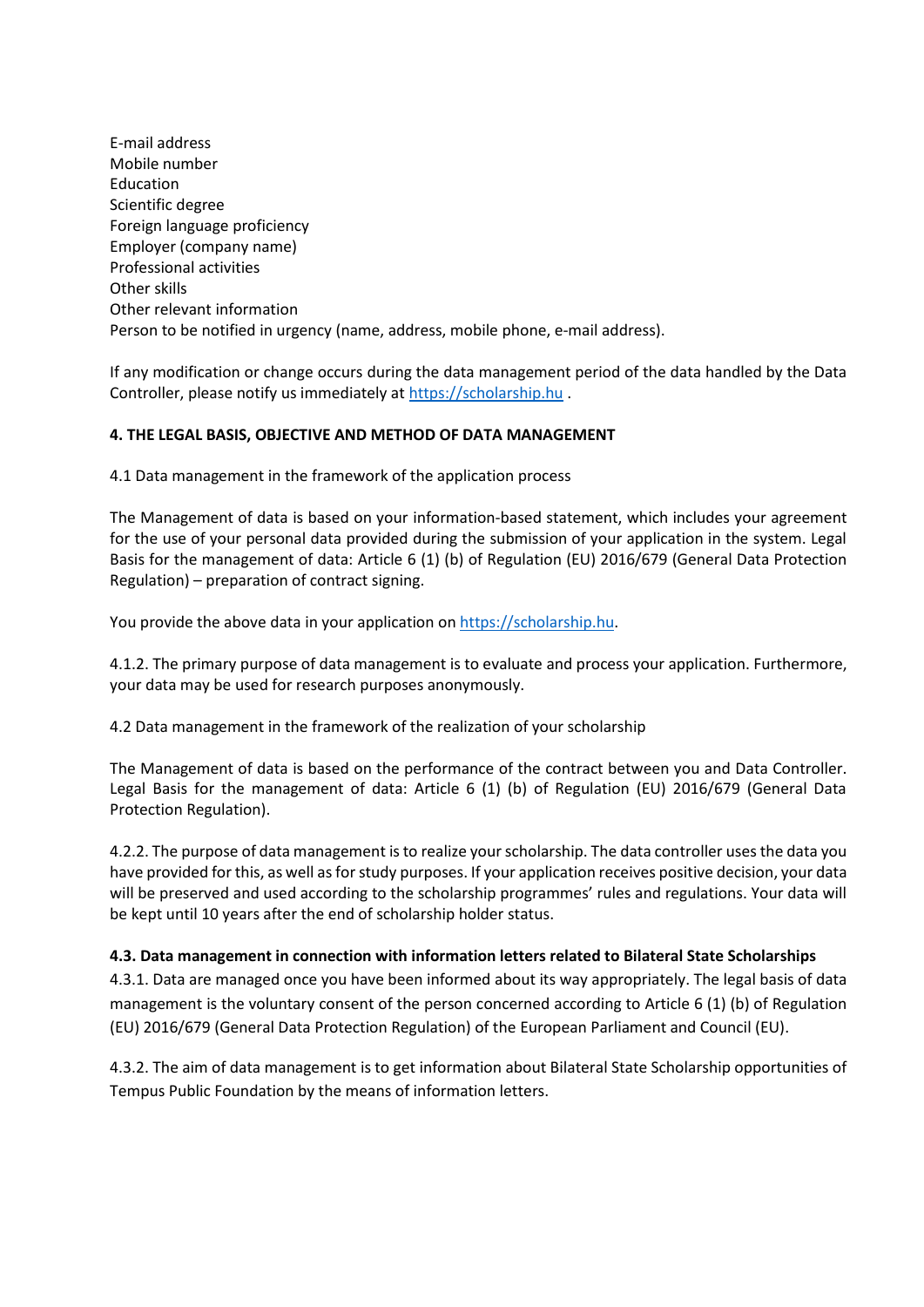E-mail address
Mobile number
Education
Scientific degree
Foreign language proficiency
Employer (company name)
Professional activities
Other skills
Other relevant information
Person to be notified in urgency (name, address, mobile phone, e-mail address).

If any modification or change occurs during the data management period of the data handled by the Data Controller, please notify us immediately at https://scholarship.hu .

**4. THE LEGAL BASIS, OBJECTIVE AND METHOD OF DATA MANAGEMENT**

4.1 Data management in the framework of the application process

The Management of data is based on your information-based statement, which includes your agreement for the use of your personal data provided during the submission of your application in the system. Legal Basis for the management of data: Article 6 (1) (b) of Regulation (EU) 2016/679 (General Data Protection Regulation) – preparation of contract signing.

You provide the above data in your application on https://scholarship.hu.

4.1.2. The primary purpose of data management is to evaluate and process your application. Furthermore, your data may be used for research purposes anonymously.

4.2 Data management in the framework of the realization of your scholarship

The Management of data is based on the performance of the contract between you and Data Controller. Legal Basis for the management of data: Article 6 (1) (b) of Regulation (EU) 2016/679 (General Data Protection Regulation).

4.2.2. The purpose of data management is to realize your scholarship. The data controller uses the data you have provided for this, as well as for study purposes. If your application receives positive decision, your data will be preserved and used according to the scholarship programmes' rules and regulations. Your data will be kept until 10 years after the end of scholarship holder status.

**4.3. Data management in connection with information letters related to Bilateral State Scholarships**

4.3.1. Data are managed once you have been informed about its way appropriately. The legal basis of data management is the voluntary consent of the person concerned according to Article 6 (1) (b) of Regulation (EU) 2016/679 (General Data Protection Regulation) of the European Parliament and Council (EU).

4.3.2. The aim of data management is to get information about Bilateral State Scholarship opportunities of Tempus Public Foundation by the means of information letters.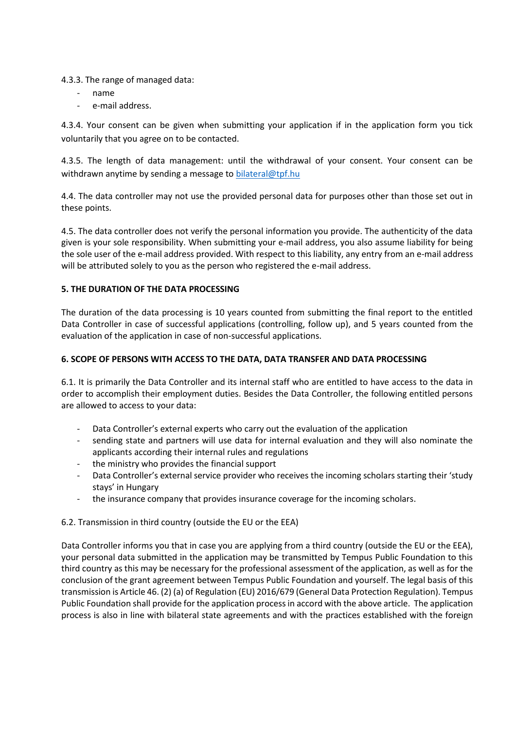4.3.3. The range of managed data:

- name
- e-mail address.

4.3.4. Your consent can be given when submitting your application if in the application form you tick voluntarily that you agree on to be contacted.

4.3.5. The length of data management: until the withdrawal of your consent. Your consent can be withdrawn anytime by sending a message to bilateral@tpf.hu

4.4. The data controller may not use the provided personal data for purposes other than those set out in these points.

4.5. The data controller does not verify the personal information you provide. The authenticity of the data given is your sole responsibility. When submitting your e-mail address, you also assume liability for being the sole user of the e-mail address provided. With respect to this liability, any entry from an e-mail address will be attributed solely to you as the person who registered the e-mail address.

**5. THE DURATION OF THE DATA PROCESSING**

The duration of the data processing is 10 years counted from submitting the final report to the entitled Data Controller in case of successful applications (controlling, follow up), and 5 years counted from the evaluation of the application in case of non-successful applications.

**6. SCOPE OF PERSONS WITH ACCESS TO THE DATA, DATA TRANSFER AND DATA PROCESSING**

6.1. It is primarily the Data Controller and its internal staff who are entitled to have access to the data in order to accomplish their employment duties. Besides the Data Controller, the following entitled persons are allowed to access to your data:

- Data Controller's external experts who carry out the evaluation of the application
- sending state and partners will use data for internal evaluation and they will also nominate the applicants according their internal rules and regulations
- the ministry who provides the financial support
- Data Controller's external service provider who receives the incoming scholars starting their 'study stays' in Hungary
- the insurance company that provides insurance coverage for the incoming scholars.

6.2. Transmission in third country (outside the EU or the EEA)

Data Controller informs you that in case you are applying from a third country (outside the EU or the EEA), your personal data submitted in the application may be transmitted by Tempus Public Foundation to this third country as this may be necessary for the professional assessment of the application, as well as for the conclusion of the grant agreement between Tempus Public Foundation and yourself. The legal basis of this transmission is Article 46. (2) (a) of Regulation (EU) 2016/679 (General Data Protection Regulation). Tempus Public Foundation shall provide for the application process in accord with the above article. The application process is also in line with bilateral state agreements and with the practices established with the foreign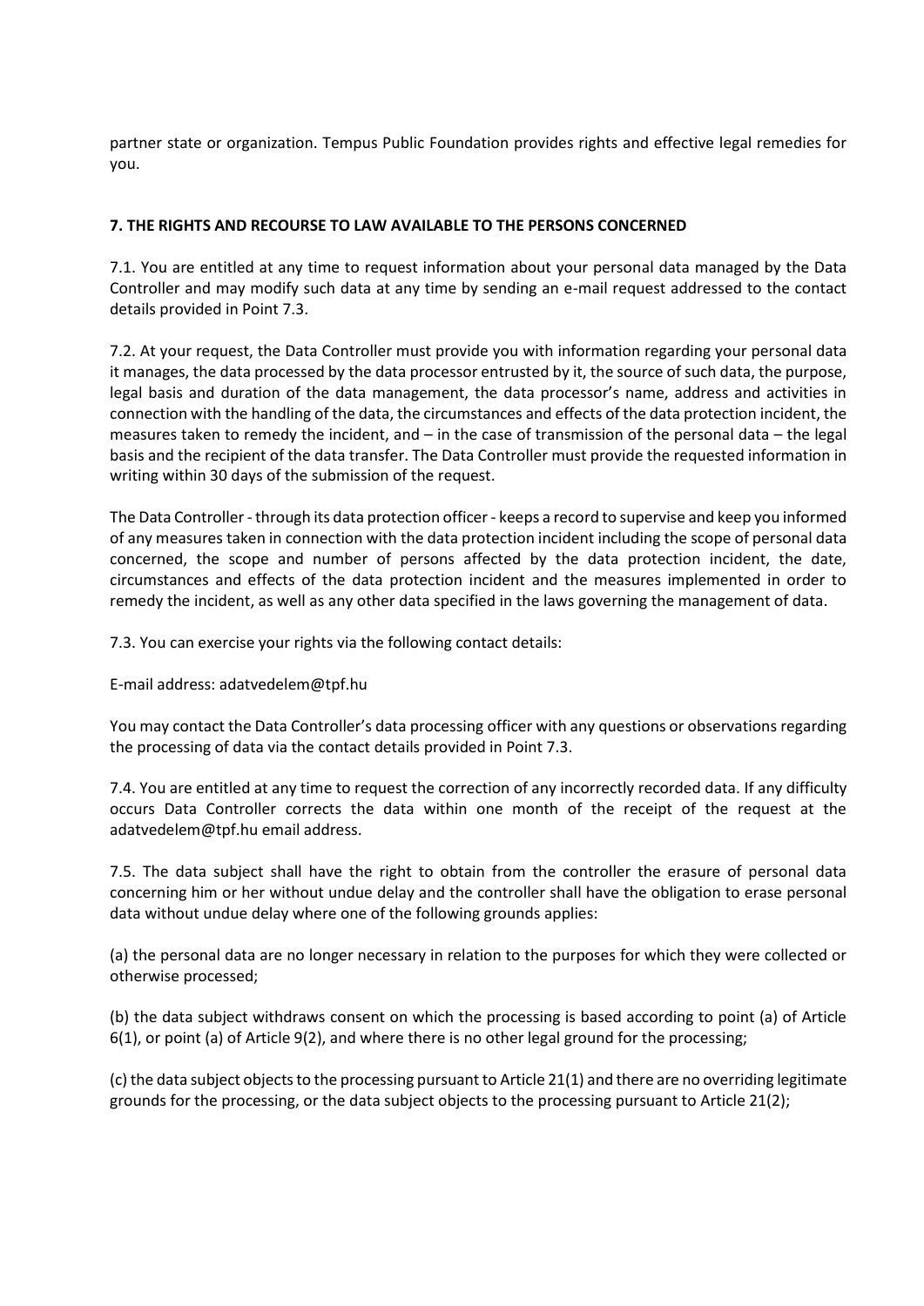partner state or organization. Tempus Public Foundation provides rights and effective legal remedies for you.

## 7. THE RIGHTS AND RECOURSE TO LAW AVAILABLE TO THE PERSONS CONCERNED

7.1. You are entitled at any time to request information about your personal data managed by the Data Controller and may modify such data at any time by sending an e-mail request addressed to the contact details provided in Point 7.3.

7.2. At your request, the Data Controller must provide you with information regarding your personal data it manages, the data processed by the data processor entrusted by it, the source of such data, the purpose, legal basis and duration of the data management, the data processor's name, address and activities in connection with the handling of the data, the circumstances and effects of the data protection incident, the measures taken to remedy the incident, and – in the case of transmission of the personal data – the legal basis and the recipient of the data transfer. The Data Controller must provide the requested information in writing within 30 days of the submission of the request.

The Data Controller - through its data protection officer - keeps a record to supervise and keep you informed of any measures taken in connection with the data protection incident including the scope of personal data concerned, the scope and number of persons affected by the data protection incident, the date, circumstances and effects of the data protection incident and the measures implemented in order to remedy the incident, as well as any other data specified in the laws governing the management of data.

7.3. You can exercise your rights via the following contact details:

E-mail address: adatvedelem@tpf.hu

You may contact the Data Controller's data processing officer with any questions or observations regarding the processing of data via the contact details provided in Point 7.3.

7.4. You are entitled at any time to request the correction of any incorrectly recorded data. If any difficulty occurs Data Controller corrects the data within one month of the receipt of the request at the adatvedelem@tpf.hu email address.

7.5. The data subject shall have the right to obtain from the controller the erasure of personal data concerning him or her without undue delay and the controller shall have the obligation to erase personal data without undue delay where one of the following grounds applies:

(a) the personal data are no longer necessary in relation to the purposes for which they were collected or otherwise processed;

(b) the data subject withdraws consent on which the processing is based according to point (a) of Article 6(1), or point (a) of Article 9(2), and where there is no other legal ground for the processing;

(c) the data subject objects to the processing pursuant to Article 21(1) and there are no overriding legitimate grounds for the processing, or the data subject objects to the processing pursuant to Article 21(2);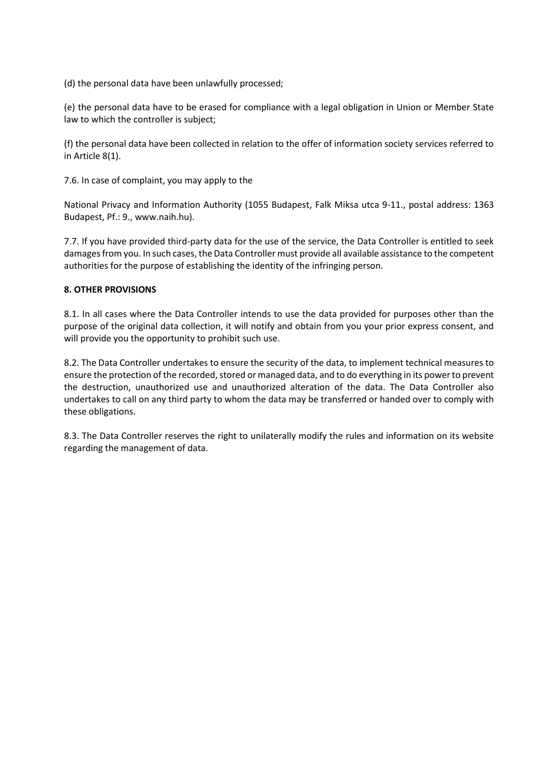(d) the personal data have been unlawfully processed;

(e) the personal data have to be erased for compliance with a legal obligation in Union or Member State law to which the controller is subject;

(f) the personal data have been collected in relation to the offer of information society services referred to in Article 8(1).

7.6. In case of complaint, you may apply to the

National Privacy and Information Authority (1055 Budapest, Falk Miksa utca 9-11., postal address: 1363 Budapest, Pf.: 9., www.naih.hu).

7.7. If you have provided third-party data for the use of the service, the Data Controller is entitled to seek damages from you. In such cases, the Data Controller must provide all available assistance to the competent authorities for the purpose of establishing the identity of the infringing person.

**8. OTHER PROVISIONS**

8.1. In all cases where the Data Controller intends to use the data provided for purposes other than the purpose of the original data collection, it will notify and obtain from you your prior express consent, and will provide you the opportunity to prohibit such use.

8.2. The Data Controller undertakes to ensure the security of the data, to implement technical measures to ensure the protection of the recorded, stored or managed data, and to do everything in its power to prevent the destruction, unauthorized use and unauthorized alteration of the data. The Data Controller also undertakes to call on any third party to whom the data may be transferred or handed over to comply with these obligations.

8.3. The Data Controller reserves the right to unilaterally modify the rules and information on its website regarding the management of data.